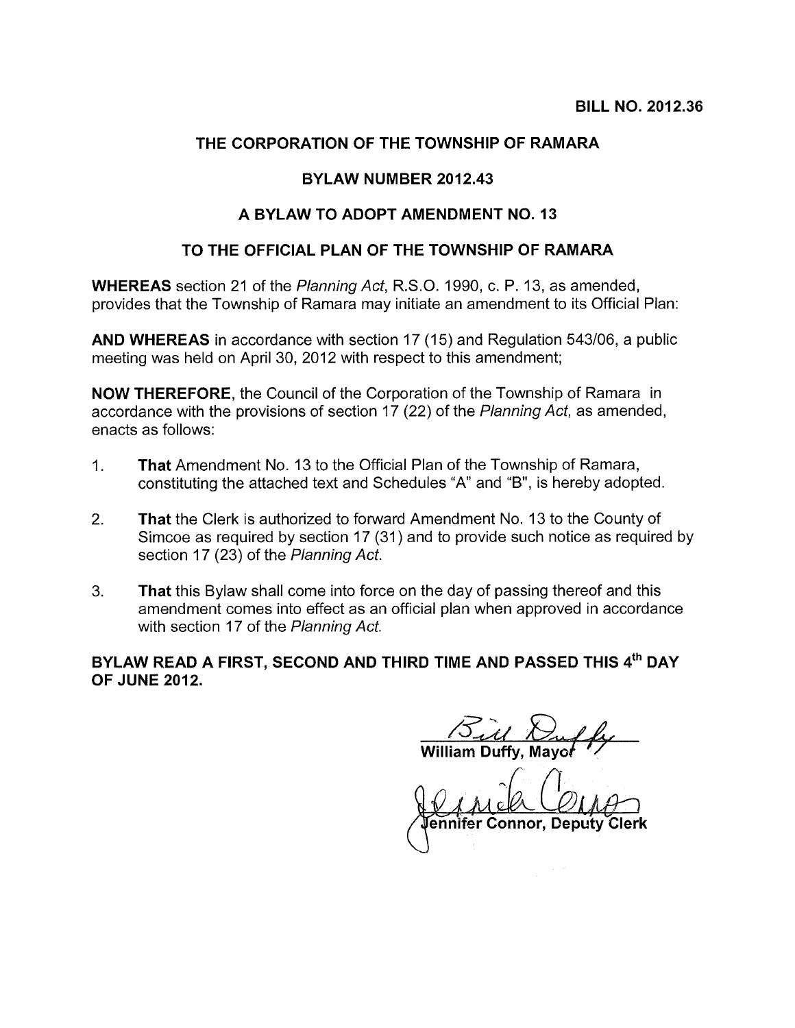**BILL NO. 2012.36**

# THE CORPORATION OF THE TOWNSHIP OF RAMARA

## BYLAW NUMBER 2012.43

## A BYLAW TO ADOPT AMENDMENT NO. 13

## TO THE OFFICIAL PLAN OF THE TOWNSHIP OF RAMARA

**WHEREAS** section 21 of the *Planning Act*, R.S.O. 1990, c. P. 13, as amended, provides that the Township of Ramara may initiate an amendment to its Official Plan:

**AND WHEREAS** in accordance with section 17 (15) and Regulation 543/06, a public meeting was held on April 30, 2012 with respect to this amendment;

**NOW THEREFORE**, the Council of the Corporation of the Township of Ramara in accordance with the provisions of section 17 (22) of the *Planning Act*, as amended, enacts as follows:

1. **That** Amendment No. 13 to the Official Plan of the Township of Ramara, constituting the attached text and Schedules "A" and "B", is hereby adopted.

2. **That** the Clerk is authorized to forward Amendment No. 13 to the County of Simcoe as required by section 17 (31) and to provide such notice as required by section 17 (23) of the *Planning Act*.

3. **That** this Bylaw shall come into force on the day of passing thereof and this amendment comes into effect as an official plan when approved in accordance with section 17 of the *Planning Act*.

**BYLAW READ A FIRST, SECOND AND THIRD TIME AND PASSED THIS 4th DAY OF JUNE 2012.**

Bill Duffy

**William Duffy, Mayor**

Jennifer Connor

**Jennifer Connor, Deputy Clerk**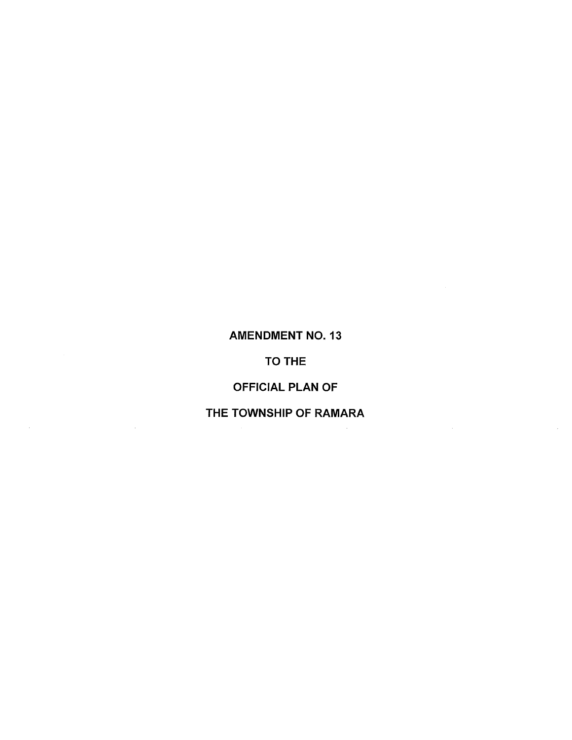# AMENDMENT NO. 13

# TO THE

# OFFICIAL PLAN OF

# THE TOWNSHIP OF RAMARA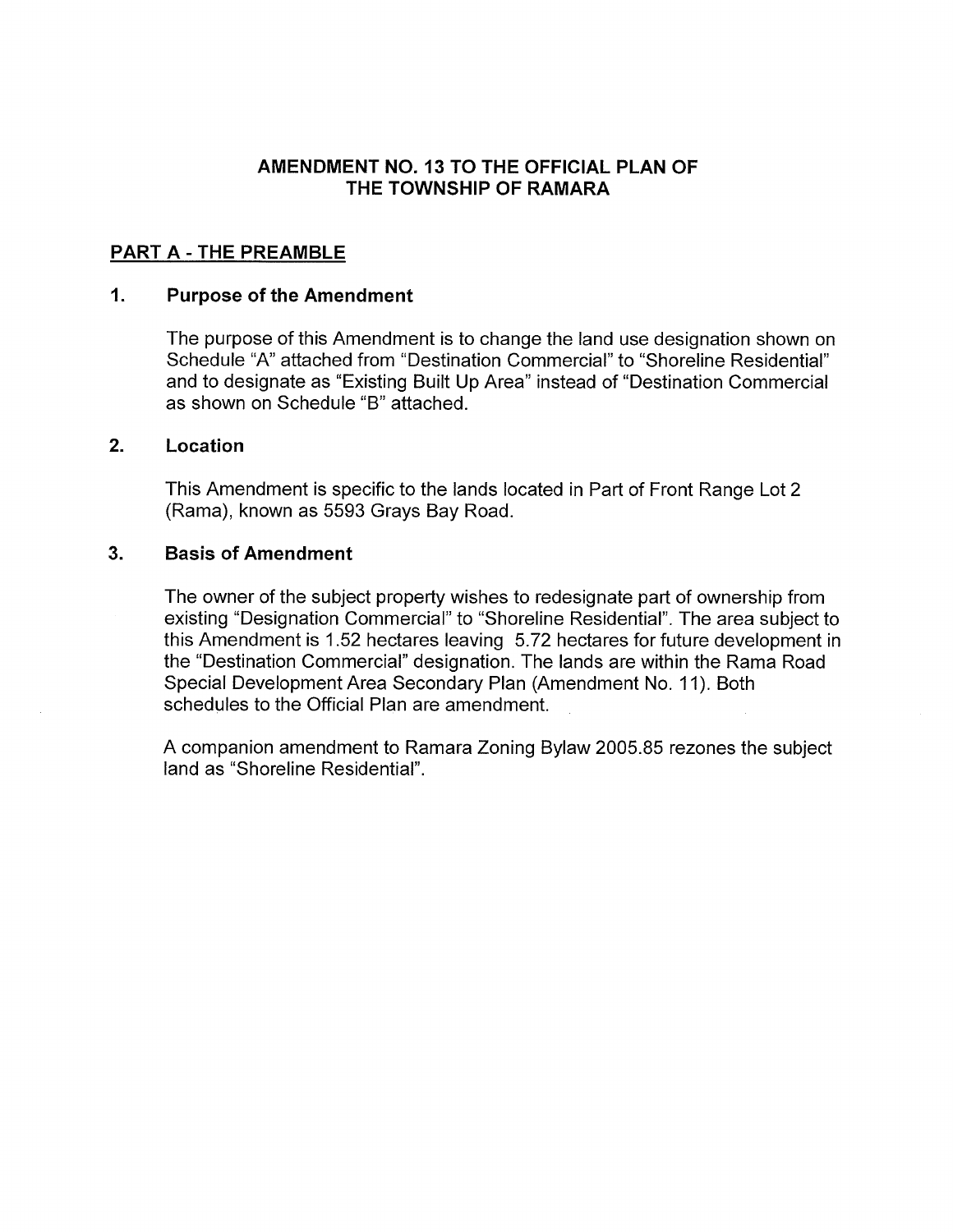# AMENDMENT NO. 13 TO THE OFFICIAL PLAN OF THE TOWNSHIP OF RAMARA

## PART A - THE PREAMBLE

### 1. Purpose of the Amendment

The purpose of this Amendment is to change the land use designation shown on Schedule "A" attached from "Destination Commercial" to "Shoreline Residential" and to designate as "Existing Built Up Area" instead of "Destination Commercial as shown on Schedule "B" attached.

### 2. Location

This Amendment is specific to the lands located in Part of Front Range Lot 2 (Rama), known as 5593 Grays Bay Road.

### 3. Basis of Amendment

The owner of the subject property wishes to redesignate part of ownership from existing "Designation Commercial" to "Shoreline Residential". The area subject to this Amendment is 1.52 hectares leaving 5.72 hectares for future development in the "Destination Commercial" designation. The lands are within the Rama Road Special Development Area Secondary Plan (Amendment No. 11). Both schedules to the Official Plan are amendment.

A companion amendment to Ramara Zoning Bylaw 2005.85 rezones the subject land as "Shoreline Residential".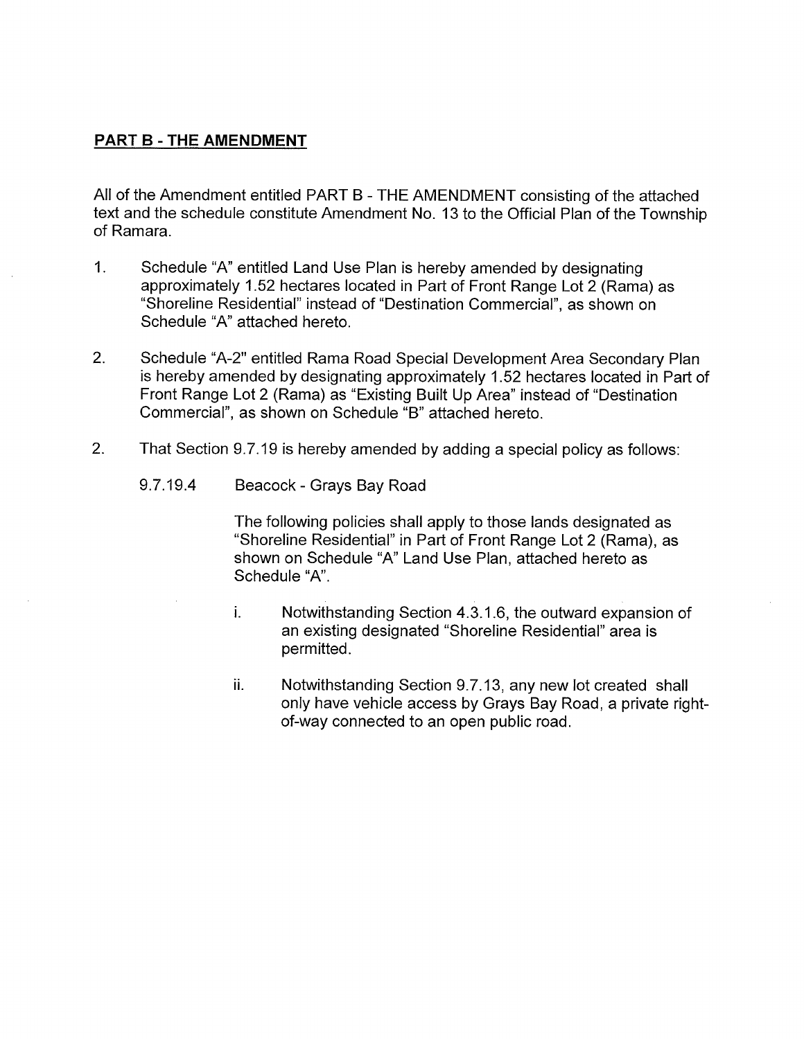## **PART B - THE AMENDMENT**

All of the Amendment entitled PART B - THE AMENDMENT consisting of the attached text and the schedule constitute Amendment No. 13 to the Official Plan of the Township of Ramara.

1. Schedule "A" entitled Land Use Plan is hereby amended by designating approximately 1.52 hectares located in Part of Front Range Lot 2 (Rama) as "Shoreline Residential" instead of "Destination Commercial", as shown on Schedule "A" attached hereto.

2. Schedule "A-2" entitled Rama Road Special Development Area Secondary Plan is hereby amended by designating approximately 1.52 hectares located in Part of Front Range Lot 2 (Rama) as "Existing Built Up Area" instead of "Destination Commercial", as shown on Schedule "B" attached hereto.

2. That Section 9.7.19 is hereby amended by adding a special policy as follows:

   9.7.19.4 Beacock - Grays Bay Road

   The following policies shall apply to those lands designated as "Shoreline Residential" in Part of Front Range Lot 2 (Rama), as shown on Schedule "A" Land Use Plan, attached hereto as Schedule "A".

   i. Notwithstanding Section 4.3.1.6, the outward expansion of an existing designated "Shoreline Residential" area is permitted.

   ii. Notwithstanding Section 9.7.13, any new lot created shall only have vehicle access by Grays Bay Road, a private right-of-way connected to an open public road.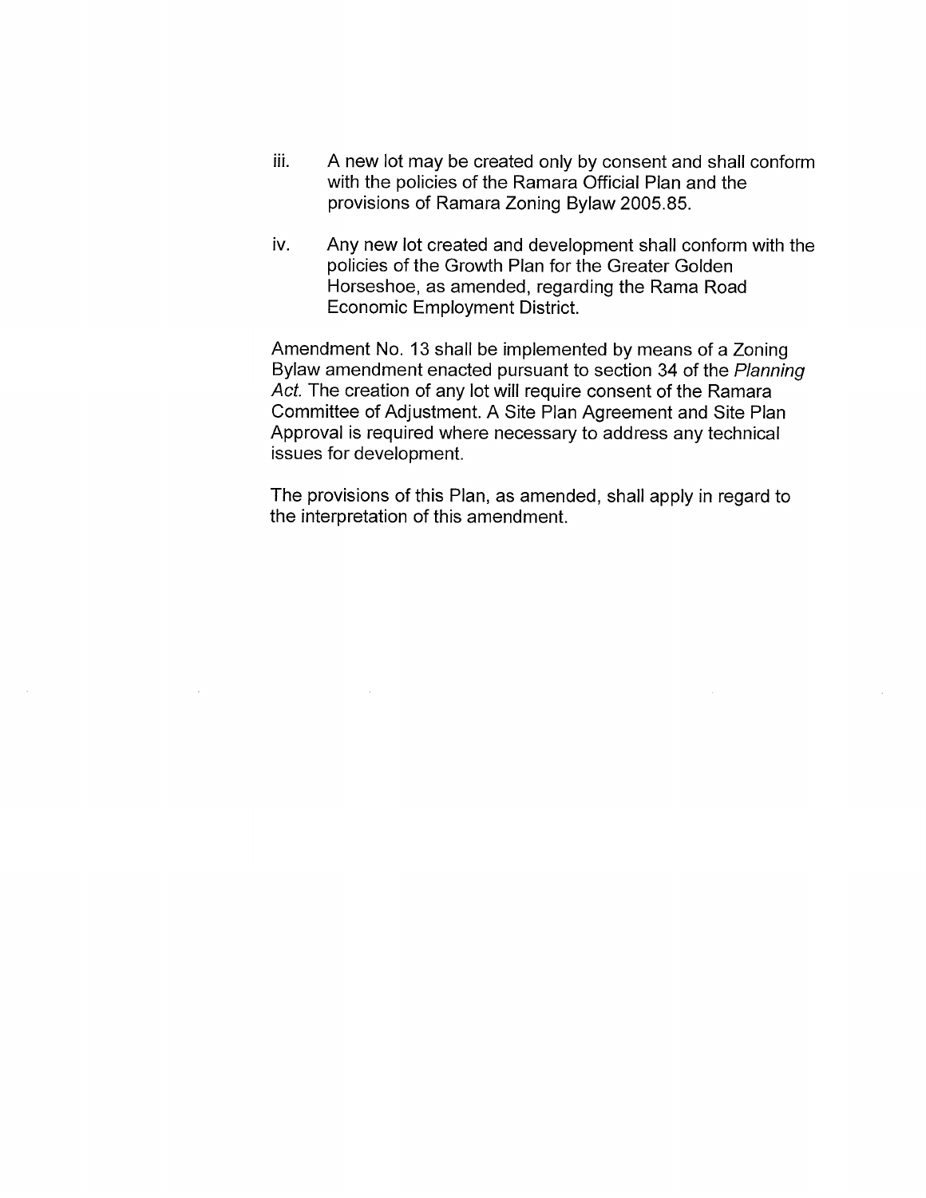iii. A new lot may be created only by consent and shall conform with the policies of the Ramara Official Plan and the provisions of Ramara Zoning Bylaw 2005.85.

iv. Any new lot created and development shall conform with the policies of the Growth Plan for the Greater Golden Horseshoe, as amended, regarding the Rama Road Economic Employment District.

Amendment No. 13 shall be implemented by means of a Zoning Bylaw amendment enacted pursuant to section 34 of the *Planning Act.* The creation of any lot will require consent of the Ramara Committee of Adjustment. A Site Plan Agreement and Site Plan Approval is required where necessary to address any technical issues for development.

The provisions of this Plan, as amended, shall apply in regard to the interpretation of this amendment.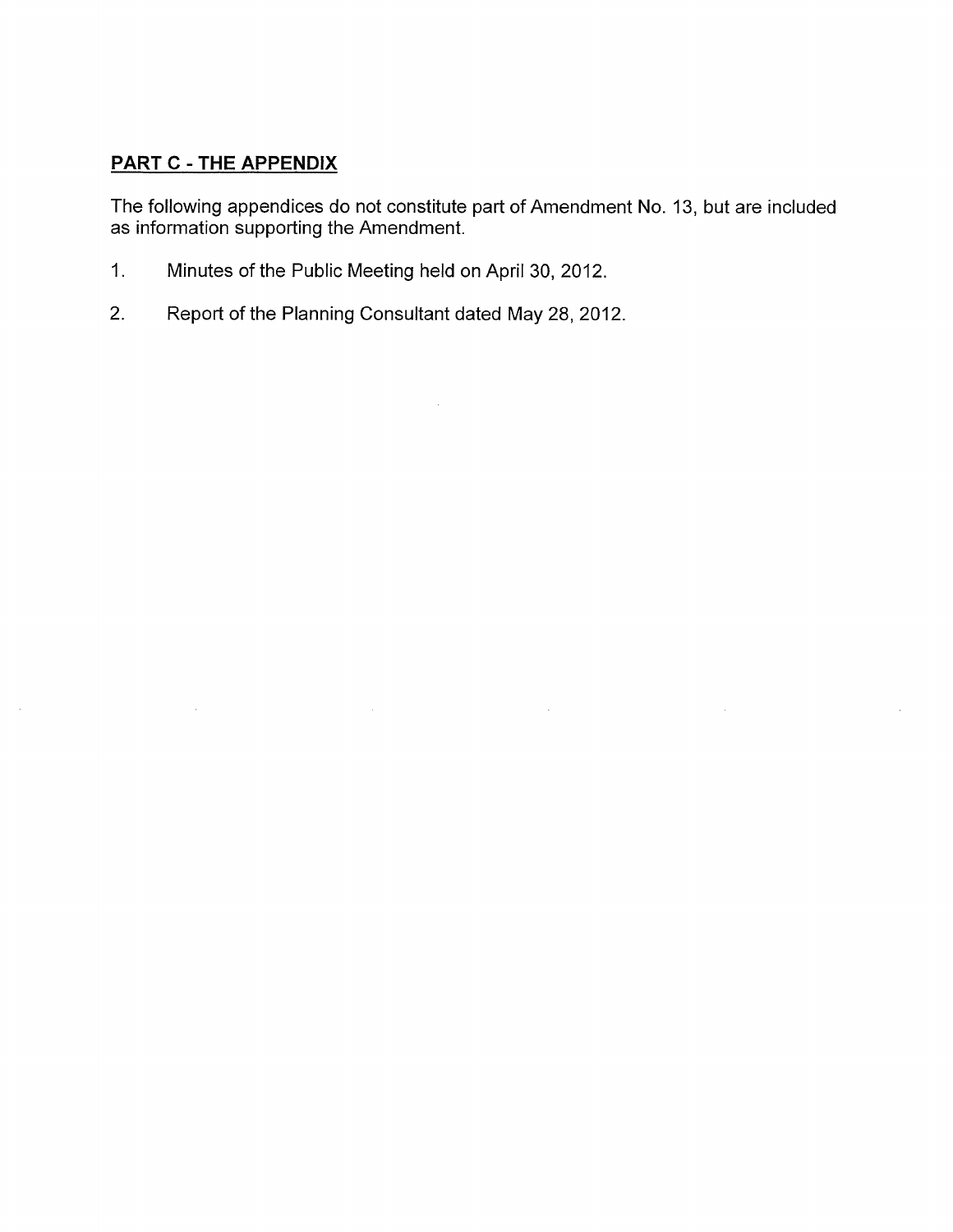## **PART C - THE APPENDIX**

The following appendices do not constitute part of Amendment No. 13, but are included as information supporting the Amendment.

1. Minutes of the Public Meeting held on April 30, 2012.

2. Report of the Planning Consultant dated May 28, 2012.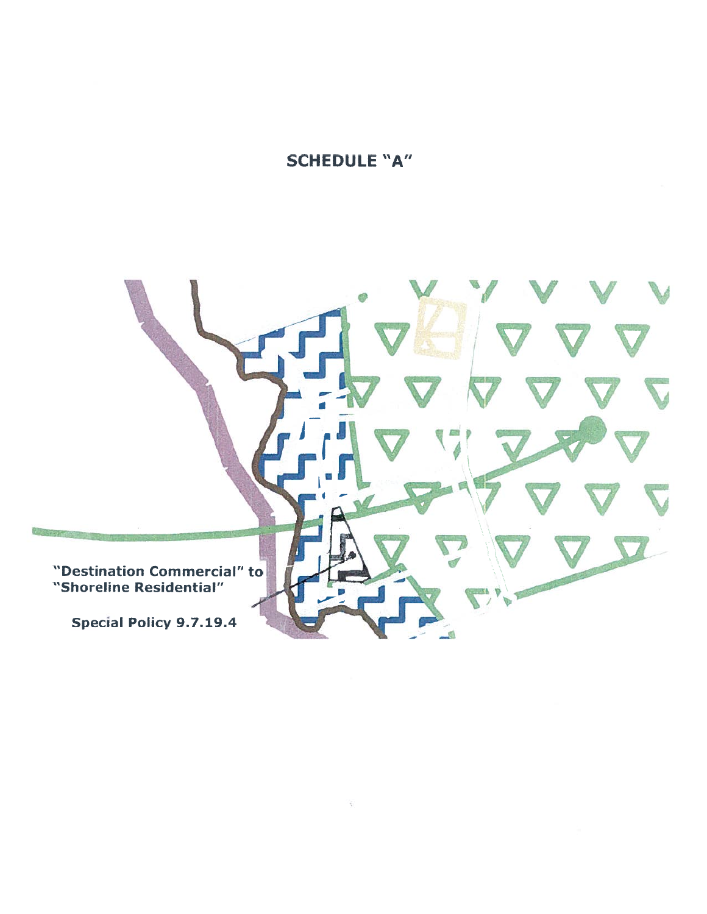# SCHEDULE "A"

"Destination Commercial" to
"Shoreline Residential"

**Special Policy 9.7.19.4**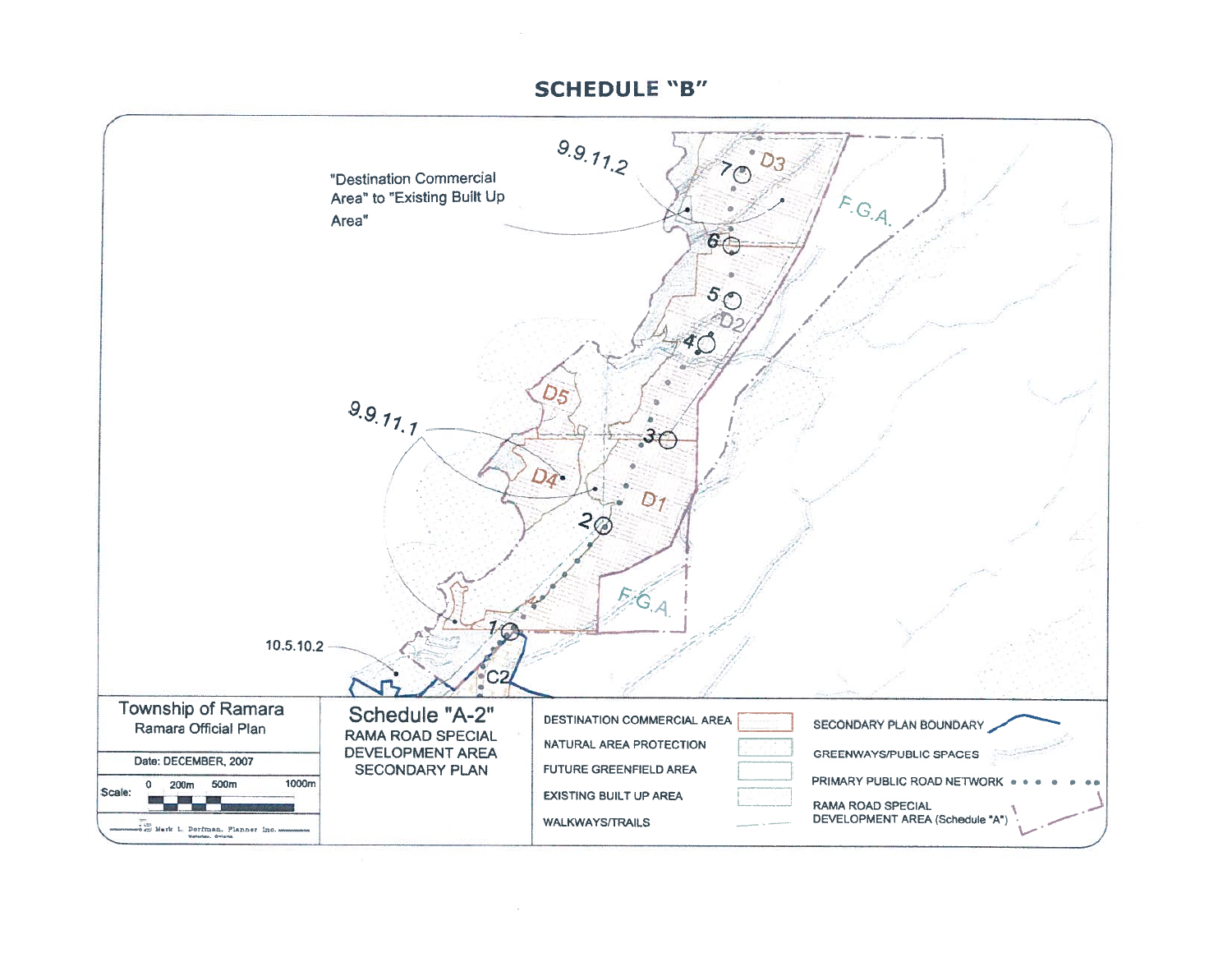# SCHEDULE "B"

9.9.11.2

"Destination Commercial Area" to "Existing Built Up Area"

D3

7

F.G.A.

6

5

D2

4

D5

9.9.11.1

3

D4

D1

2

F.G.A.

1

10.5.10.2

C2

Township of Ramara
Ramara Official Plan

Date: DECEMBER, 2007

Scale: 0 200m 500m 1000m

Mark L. Dorfman, Planner Inc.

Schedule "A-2"
RAMA ROAD SPECIAL DEVELOPMENT AREA SECONDARY PLAN

DESTINATION COMMERCIAL AREA

NATURAL AREA PROTECTION

FUTURE GREENFIELD AREA

EXISTING BUILT UP AREA

WALKWAYS/TRAILS

SECONDARY PLAN BOUNDARY

GREENWAYS/PUBLIC SPACES

PRIMARY PUBLIC ROAD NETWORK

RAMA ROAD SPECIAL DEVELOPMENT AREA (Schedule "A")